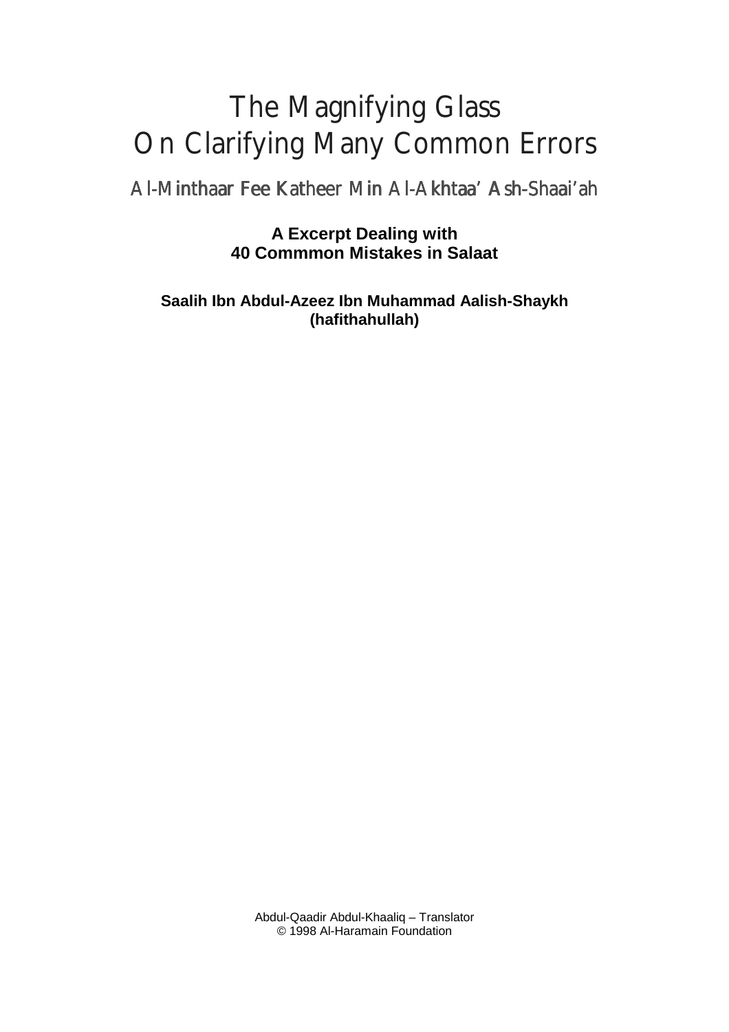# The Magnifying Glass On Clarifying Many Common Errors

## Al-Minthaar Fee Katheer Min Al-Akhtaa' Ash-Shaai'ah

**A Excerpt Dealing with**
**40 Commmon Mistakes in Salaat**

**Saalih Ibn Abdul-Azeez Ibn Muhammad Aalish-Shaykh**
**(hafithahullah)**

Abdul-Qaadir Abdul-Khaaliq – Translator
© 1998 Al-Haramain Foundation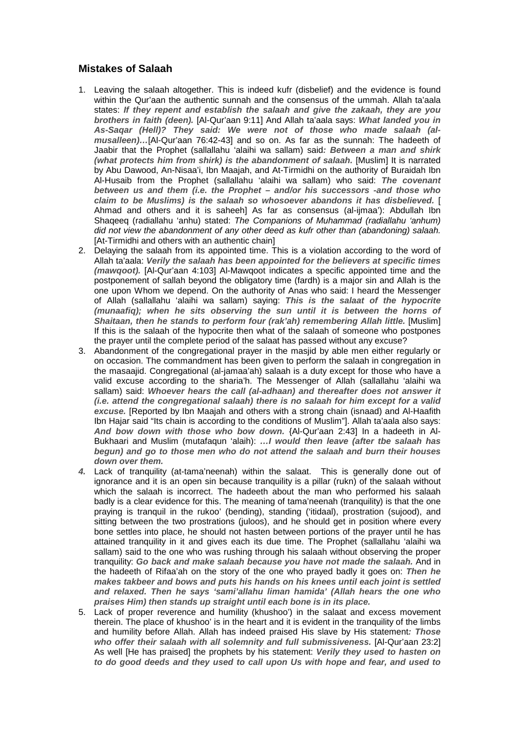## Mistakes of Salaah

1. Leaving the salaah altogether. This is indeed kufr (disbelief) and the evidence is found within the Qur'aan the authentic sunnah and the consensus of the ummah. Allah ta'aala states: ***If they repent and establish the salaah and give the zakaah, they are you brothers in faith (deen).*** [Al-Qur'aan 9:11] And Allah ta'aala says: ***What landed you in As-Saqar (Hell)? They said: We were not of those who made salaah (al-musalleen)…***[Al-Qur'aan 76:42-43] and so on. As far as the sunnah: The hadeeth of Jaabir that the Prophet (sallallahu 'alaihi wa sallam) said***: Between a man and shirk (what protects him from shirk) is the abandonment of salaah.*** [Muslim] It is narrated by Abu Dawood, An-Nisaa'i, Ibn Maajah, and At-Tirmidhi on the authority of Buraidah Ibn Al-Husaib from the Prophet (sallallahu 'alaihi wa sallam) who said: ***The covenant between us and them (i.e. the Prophet – and/or his successors -and those who claim to be Muslims) is the salaah so whosoever abandons it has disbelieved.*** [ Ahmad and others and it is saheeh] As far as consensus (al-ijmaa'): Abdullah Ibn Shaqeeq (radiallahu 'anhu) stated: *The Companions of Muhammad (radiallahu 'anhum) did not view the abandonment of any other deed as kufr other than (abandoning) salaah.* [At-Tirmidhi and others with an authentic chain]
2. Delaying the salaah from its appointed time. This is a violation according to the word of Allah ta'aala: ***Verily the salaah has been appointed for the believers at specific times (mawqoot).*** [Al-Qur'aan 4:103] Al-Mawqoot indicates a specific appointed time and the postponement of sallah beyond the obligatory time (fardh) is a major sin and Allah is the one upon Whom we depend. On the authority of Anas who said: I heard the Messenger of Allah (sallallahu 'alaihi wa sallam) saying: ***This is the salaat of the hypocrite (munaafiq); when he sits observing the sun until it is between the horns of Shaitaan, then he stands to perform four (rak'ah) remembering Allah little.*** [Muslim] If this is the salaah of the hypocrite then what of the salaah of someone who postpones the prayer until the complete period of the salaat has passed without any excuse?
3. Abandonment of the congregational prayer in the masjid by able men either regularly or on occasion. The commandment has been given to perform the salaah in congregation in the masaajid. Congregational (al-jamaa'ah) salaah is a duty except for those who have a valid excuse according to the sharia'h. The Messenger of Allah (sallallahu 'alaihi wa sallam) said: ***Whoever hears the call (al-adhaan) and thereafter does not answer it (i.e. attend the congregational salaah) there is no salaah for him except for a valid excuse.*** [Reported by Ibn Maajah and others with a strong chain (isnaad) and Al-Haafith Ibn Hajar said "Its chain is according to the conditions of Muslim"]. Allah ta'aala also says: ***And bow down with those who bow down.*** {Al-Qur'aan 2:43] In a hadeeth in Al-Bukhaari and Muslim (mutafaqun 'alaih): ***…I would then leave (after tbe salaah has begun) and go to those men who do not attend the salaah and burn their houses down over them.***
4. Lack of tranquility (at-tama'neenah) within the salaat. This is generally done out of ignorance and it is an open sin because tranquility is a pillar (rukn) of the salaah without which the salaah is incorrect. The hadeeth about the man who performed his salaah badly is a clear evidence for this. The meaning of tama'neenah (tranquility) is that the one praying is tranquil in the rukoo' (bending), standing ('itidaal), prostration (sujood), and sitting between the two prostrations (juloos), and he should get in position where every bone settles into place, he should not hasten between portions of the prayer until he has attained tranquility in it and gives each its due time. The Prophet (sallallahu 'alaihi wa sallam) said to the one who was rushing through his salaah without observing the proper tranquility: ***Go back and make salaah because you have not made the salaah.*** And in the hadeeth of Rifaa'ah on the story of the one who prayed badly it goes on: ***Then he makes takbeer and bows and puts his hands on his knees until each joint is settled and relaxed. Then he says 'sami'allahu liman hamida' (Allah hears the one who praises Him) then stands up straight until each bone is in its place.***
5. Lack of proper reverence and humility (khushoo') in the salaat and excess movement therein. The place of khushoo' is in the heart and it is evident in the tranquility of the limbs and humility before Allah. Allah has indeed praised His slave by His statement***: Those who offer their salaah with all solemnity and full submissiveness.*** [Al-Qur'aan 23:2] As well [He has praised] the prophets by his statement: ***Verily they used to hasten on to do good deeds and they used to call upon Us with hope and fear, and used to***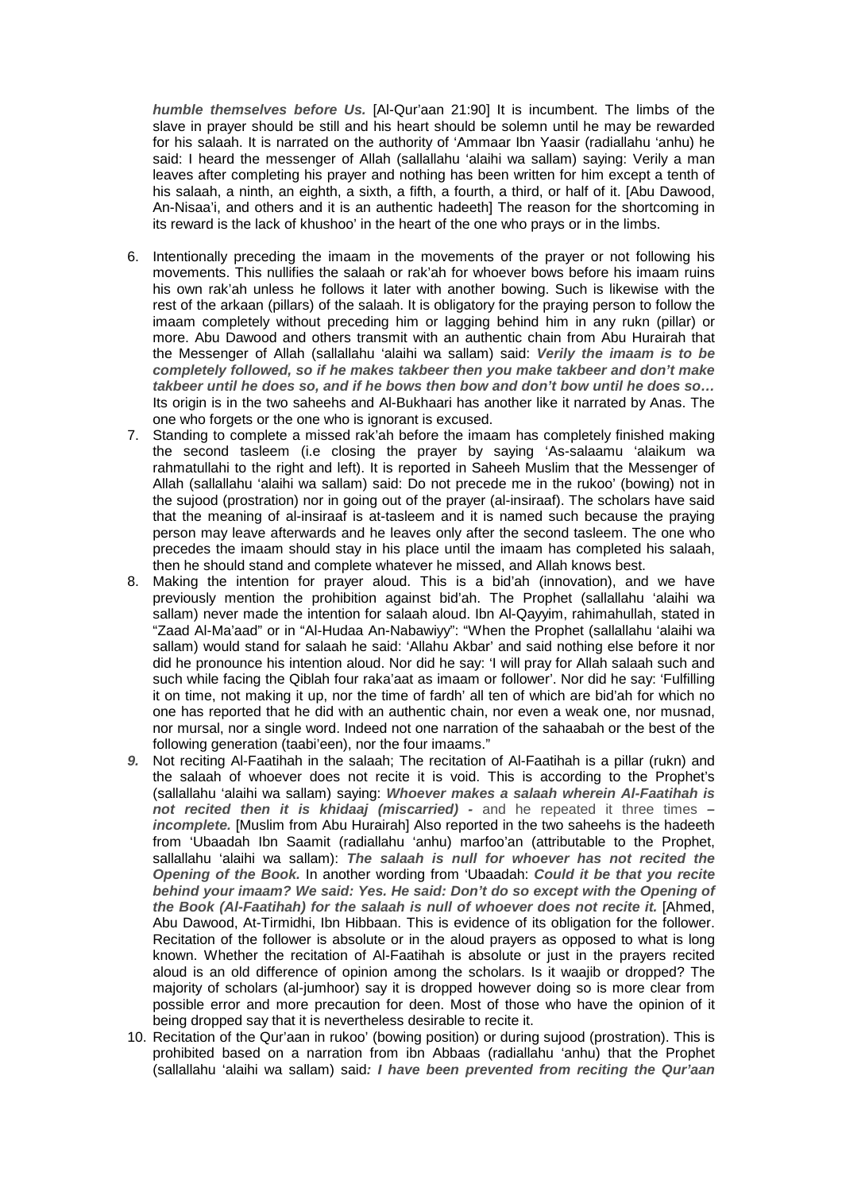***humble themselves before Us.*** [Al-Qur'aan 21:90] It is incumbent. The limbs of the slave in prayer should be still and his heart should be solemn until he may be rewarded for his salaah. It is narrated on the authority of 'Ammaar Ibn Yaasir (radiallahu 'anhu) he said: I heard the messenger of Allah (sallallahu 'alaihi wa sallam) saying: Verily a man leaves after completing his prayer and nothing has been written for him except a tenth of his salaah, a ninth, an eighth, a sixth, a fifth, a fourth, a third, or half of it. [Abu Dawood, An-Nisaa'i, and others and it is an authentic hadeeth] The reason for the shortcoming in its reward is the lack of khushoo' in the heart of the one who prays or in the limbs.

6. Intentionally preceding the imaam in the movements of the prayer or not following his movements. This nullifies the salaah or rak'ah for whoever bows before his imaam ruins his own rak'ah unless he follows it later with another bowing. Such is likewise with the rest of the arkaan (pillars) of the salaah. It is obligatory for the praying person to follow the imaam completely without preceding him or lagging behind him in any rukn (pillar) or more. Abu Dawood and others transmit with an authentic chain from Abu Hurairah that the Messenger of Allah (sallallahu 'alaihi wa sallam) said: ***Verily the imaam is to be completely followed, so if he makes takbeer then you make takbeer and don't make takbeer until he does so, and if he bows then bow and don't bow until he does so…*** Its origin is in the two saheehs and Al-Bukhaari has another like it narrated by Anas. The one who forgets or the one who is ignorant is excused.
7. Standing to complete a missed rak'ah before the imaam has completely finished making the second tasleem (i.e closing the prayer by saying 'As-salaamu 'alaikum wa rahmatullahi to the right and left). It is reported in Saheeh Muslim that the Messenger of Allah (sallallahu 'alaihi wa sallam) said: Do not precede me in the rukoo' (bowing) not in the sujood (prostration) nor in going out of the prayer (al-insiraaf). The scholars have said that the meaning of al-insiraaf is at-tasleem and it is named such because the praying person may leave afterwards and he leaves only after the second tasleem. The one who precedes the imaam should stay in his place until the imaam has completed his salaah, then he should stand and complete whatever he missed, and Allah knows best.
8. Making the intention for prayer aloud. This is a bid'ah (innovation), and we have previously mention the prohibition against bid'ah. The Prophet (sallallahu 'alaihi wa sallam) never made the intention for salaah aloud. Ibn Al-Qayyim, rahimahullah, stated in "Zaad Al-Ma'aad" or in "Al-Hudaa An-Nabawiyy": "When the Prophet (sallallahu 'alaihi wa sallam) would stand for salaah he said: 'Allahu Akbar' and said nothing else before it nor did he pronounce his intention aloud. Nor did he say: 'I will pray for Allah salaah such and such while facing the Qiblah four raka'aat as imaam or follower'. Nor did he say: 'Fulfilling it on time, not making it up, nor the time of fardh' all ten of which are bid'ah for which no one has reported that he did with an authentic chain, nor even a weak one, nor musnad, nor mursal, nor a single word. Indeed not one narration of the sahaabah or the best of the following generation (taabi'een), nor the four imaams."
9. Not reciting Al-Faatihah in the salaah; The recitation of Al-Faatihah is a pillar (rukn) and the salaah of whoever does not recite it is void. This is according to the Prophet's (sallallahu 'alaihi wa sallam) saying: ***Whoever makes a salaah wherein Al-Faatihah is not recited then it is khidaaj (miscarried) -*** and he repeated it three times – ***incomplete.*** [Muslim from Abu Hurairah] Also reported in the two saheehs is the hadeeth from 'Ubaadah Ibn Saamit (radiallahu 'anhu) marfoo'an (attributable to the Prophet, sallallahu 'alaihi wa sallam): ***The salaah is null for whoever has not recited the Opening of the Book.*** In another wording from 'Ubaadah: ***Could it be that you recite behind your imaam? We said: Yes. He said: Don't do so except with the Opening of the Book (Al-Faatihah) for the salaah is null of whoever does not recite it.*** [Ahmed, Abu Dawood, At-Tirmidhi, Ibn Hibbaan. This is evidence of its obligation for the follower. Recitation of the follower is absolute or in the aloud prayers as opposed to what is long known. Whether the recitation of Al-Faatihah is absolute or just in the prayers recited aloud is an old difference of opinion among the scholars. Is it waajib or dropped? The majority of scholars (al-jumhoor) say it is dropped however doing so is more clear from possible error and more precaution for deen. Most of those who have the opinion of it being dropped say that it is nevertheless desirable to recite it.
10. Recitation of the Qur'aan in rukoo' (bowing position) or during sujood (prostration). This is prohibited based on a narration from ibn Abbaas (radiallahu 'anhu) that the Prophet (sallallahu 'alaihi wa sallam) said***: I have been prevented from reciting the Qur'aan***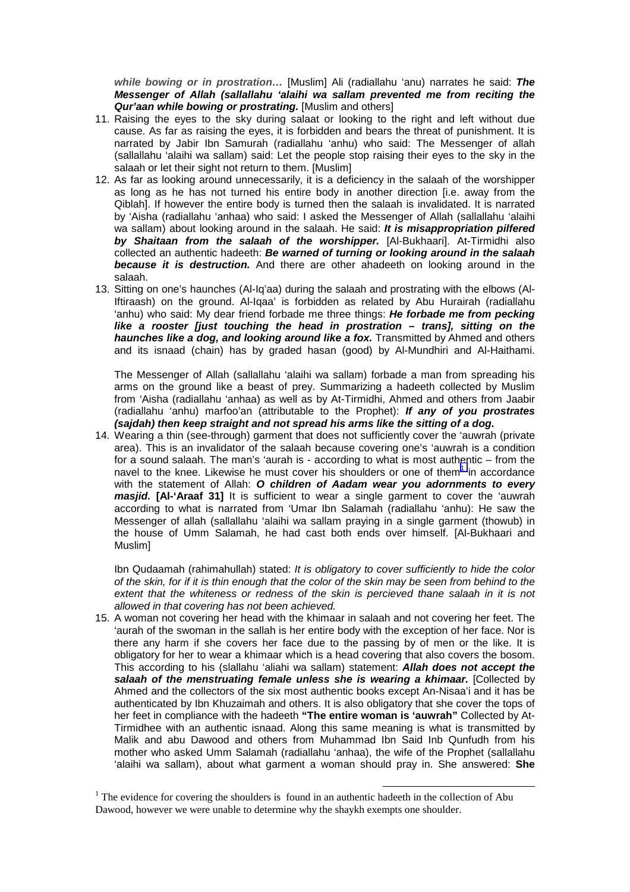***while bowing or in prostration…*** [Muslim] Ali (radiallahu 'anu) narrates he said: ***The Messenger of Allah (sallallahu 'alaihi wa sallam prevented me from reciting the Qur'aan while bowing or prostrating.*** [Muslim and others]

11. Raising the eyes to the sky during salaat or looking to the right and left without due cause. As far as raising the eyes, it is forbidden and bears the threat of punishment. It is narrated by Jabir Ibn Samurah (radiallahu 'anhu) who said: The Messenger of allah (sallallahu 'alaihi wa sallam) said: Let the people stop raising their eyes to the sky in the salaah or let their sight not return to them. [Muslim]
12. As far as looking around unnecessarily, it is a deficiency in the salaah of the worshipper as long as he has not turned his entire body in another direction [i.e. away from the Qiblah]. If however the entire body is turned then the salaah is invalidated. It is narrated by 'Aisha (radiallahu 'anhaa) who said: I asked the Messenger of Allah (sallallahu 'alaihi wa sallam) about looking around in the salaah. He said: ***It is misappropriation pilfered by Shaitaan from the salaah of the worshipper.*** [Al-Bukhaari]. At-Tirmidhi also collected an authentic hadeeth: ***Be warned of turning or looking around in the salaah because it is destruction.*** And there are other ahadeeth on looking around in the salaah.
13. Sitting on one's haunches (Al-Iq'aa) during the salaah and prostrating with the elbows (Al-Iftiraash) on the ground. Al-Iqaa' is forbidden as related by Abu Hurairah (radiallahu 'anhu) who said: My dear friend forbade me three things: ***He forbade me from pecking like a rooster [just touching the head in prostration – trans], sitting on the haunches like a dog, and looking around like a fox.*** Transmitted by Ahmed and others and its isnaad (chain) has by graded hasan (good) by Al-Mundhiri and Al-Haithami.

    The Messenger of Allah (sallallahu 'alaihi wa sallam) forbade a man from spreading his arms on the ground like a beast of prey. Summarizing a hadeeth collected by Muslim from 'Aisha (radiallahu 'anhaa) as well as by At-Tirmidhi, Ahmed and others from Jaabir (radiallahu 'anhu) marfoo'an (attributable to the Prophet): ***If any of you prostrates (sajdah) then keep straight and not spread his arms like the sitting of a dog.***
14. Wearing a thin (see-through) garment that does not sufficiently cover the 'auwrah (private area). This is an invalidator of the salaah because covering one's 'auwrah is a condition for a sound salaah. The man's 'aurah is - according to what is most authentic – from the navel to the knee. Likewise he must cover his shoulders or one of them[1] in accordance with the statement of Allah: ***O children of Aadam wear you adornments to every masjid.*** **[Al-'Araaf 31]** It is sufficient to wear a single garment to cover the 'auwrah according to what is narrated from 'Umar Ibn Salamah (radiallahu 'anhu): He saw the Messenger of allah (sallallahu 'alaihi wa sallam praying in a single garment (thowub) in the house of Umm Salamah, he had cast both ends over himself. [Al-Bukhaari and Muslim]

    Ibn Qudaamah (rahimahullah) stated: *It is obligatory to cover sufficiently to hide the color of the skin, for if it is thin enough that the color of the skin may be seen from behind to the extent that the whiteness or redness of the skin is percieved thane salaah in it is not allowed in that covering has not been achieved.*
15. A woman not covering her head with the khimaar in salaah and not covering her feet. The 'aurah of the swoman in the sallah is her entire body with the exception of her face. Nor is there any harm if she covers her face due to the passing by of men or the like. It is obligatory for her to wear a khimaar which is a head covering that also covers the bosom. This according to his (slallahu 'aliahi wa sallam) statement: ***Allah does not accept the salaah of the menstruating female unless she is wearing a khimaar.*** [Collected by Ahmed and the collectors of the six most authentic books except An-Nisaa'i and it has be authenticated by Ibn Khuzaimah and others. It is also obligatory that she cover the tops of her feet in compliance with the hadeeth **"The entire woman is 'auwrah"** Collected by At-Tirmidhee with an authentic isnaad. Along this same meaning is what is transmitted by Malik and abu Dawood and others from Muhammad Ibn Said Inb Qunfudh from his mother who asked Umm Salamah (radiallahu 'anhaa), the wife of the Prophet (sallallahu 'alaihi wa sallam), about what garment a woman should pray in. She answered: **She**

[1] The evidence for covering the shoulders is found in an authentic hadeeth in the collection of Abu Dawood, however we were unable to determine why the shaykh exempts one shoulder.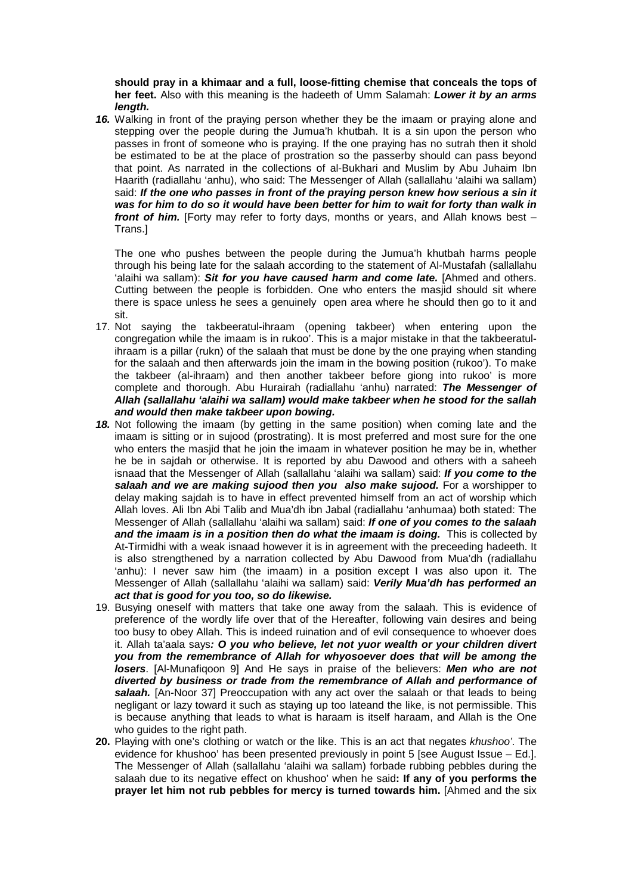**should pray in a khimaar and a full, loose-fitting chemise that conceals the tops of her feet.** Also with this meaning is the hadeeth of Umm Salamah: ***Lower it by an arms length.***

***16.*** Walking in front of the praying person whether they be the imaam or praying alone and stepping over the people during the Jumua'h khutbah. It is a sin upon the person who passes in front of someone who is praying. If the one praying has no sutrah then it shold be estimated to be at the place of prostration so the passerby should can pass beyond that point. As narrated in the collections of al-Bukhari and Muslim by Abu Juhaim Ibn Haarith (radiallahu 'anhu), who said: The Messenger of Allah (sallallahu 'alaihi wa sallam) said: ***If the one who passes in front of the praying person knew how serious a sin it was for him to do so it would have been better for him to wait for forty than walk in front of him.*** [Forty may refer to forty days, months or years, and Allah knows best – Trans.]

The one who pushes between the people during the Jumua'h khutbah harms people through his being late for the salaah according to the statement of Al-Mustafah (sallallahu 'alaihi wa sallam): ***Sit for you have caused harm and come late.*** [Ahmed and others. Cutting between the people is forbidden. One who enters the masjid should sit where there is space unless he sees a genuinely open area where he should then go to it and sit.

17. Not saying the takbeeratul-ihraam (opening takbeer) when entering upon the congregation while the imaam is in rukoo'. This is a major mistake in that the takbeeratul-ihraam is a pillar (rukn) of the salaah that must be done by the one praying when standing for the salaah and then afterwards join the imam in the bowing position (rukoo'). To make the takbeer (al-ihraam) and then another takbeer before giong into rukoo' is more complete and thorough. Abu Hurairah (radiallahu 'anhu) narrated: ***The Messenger of Allah (sallallahu 'alaihi wa sallam) would make takbeer when he stood for the sallah and would then make takbeer upon bowing.***

***18.*** Not following the imaam (by getting in the same position) when coming late and the imaam is sitting or in sujood (prostrating). It is most preferred and most sure for the one who enters the masjid that he join the imaam in whatever position he may be in, whether he be in sajdah or otherwise. It is reported by abu Dawood and others with a saheeh isnaad that the Messenger of Allah (sallallahu 'alaihi wa sallam) said: ***If you come to the salaah and we are making sujood then you also make sujood.*** For a worshipper to delay making sajdah is to have in effect prevented himself from an act of worship which Allah loves. Ali Ibn Abi Talib and Mua'dh ibn Jabal (radiallahu 'anhumaa) both stated: The Messenger of Allah (sallallahu 'alaihi wa sallam) said: ***If one of you comes to the salaah and the imaam is in a position then do what the imaam is doing.*** This is collected by At-Tirmidhi with a weak isnaad however it is in agreement with the preceeding hadeeth. It is also strengthened by a narration collected by Abu Dawood from Mua'dh (radiallahu 'anhu): I never saw him (the imaam) in a position except I was also upon it. The Messenger of Allah (sallallahu 'alaihi wa sallam) said: ***Verily Mua'dh has performed an act that is good for you too, so do likewise.***

19. Busying oneself with matters that take one away from the salaah. This is evidence of preference of the wordly life over that of the Hereafter, following vain desires and being too busy to obey Allah. This is indeed ruination and of evil consequence to whoever does it. Allah ta'aala says***: O you who believe, let not yuor wealth or your children divert you from the remembrance of Allah for whyosoever does that will be among the losers***. [Al-Munafiqoon 9] And He says in praise of the believers: ***Men who are not diverted by business or trade from the remembrance of Allah and performance of salaah.*** [An-Noor 37] Preoccupation with any act over the salaah or that leads to being negligant or lazy toward it such as staying up too lateand the like, is not permissible. This is because anything that leads to what is haraam is itself haraam, and Allah is the One who guides to the right path.

**20.** Playing with one's clothing or watch or the like. This is an act that negates *khushoo'*. The evidence for khushoo' has been presented previously in point 5 [see August Issue – Ed.]. The Messenger of Allah (sallallahu 'alaihi wa sallam) forbade rubbing pebbles during the salaah due to its negative effect on khushoo' when he said**: If any of you performs the prayer let him not rub pebbles for mercy is turned towards him.** [Ahmed and the six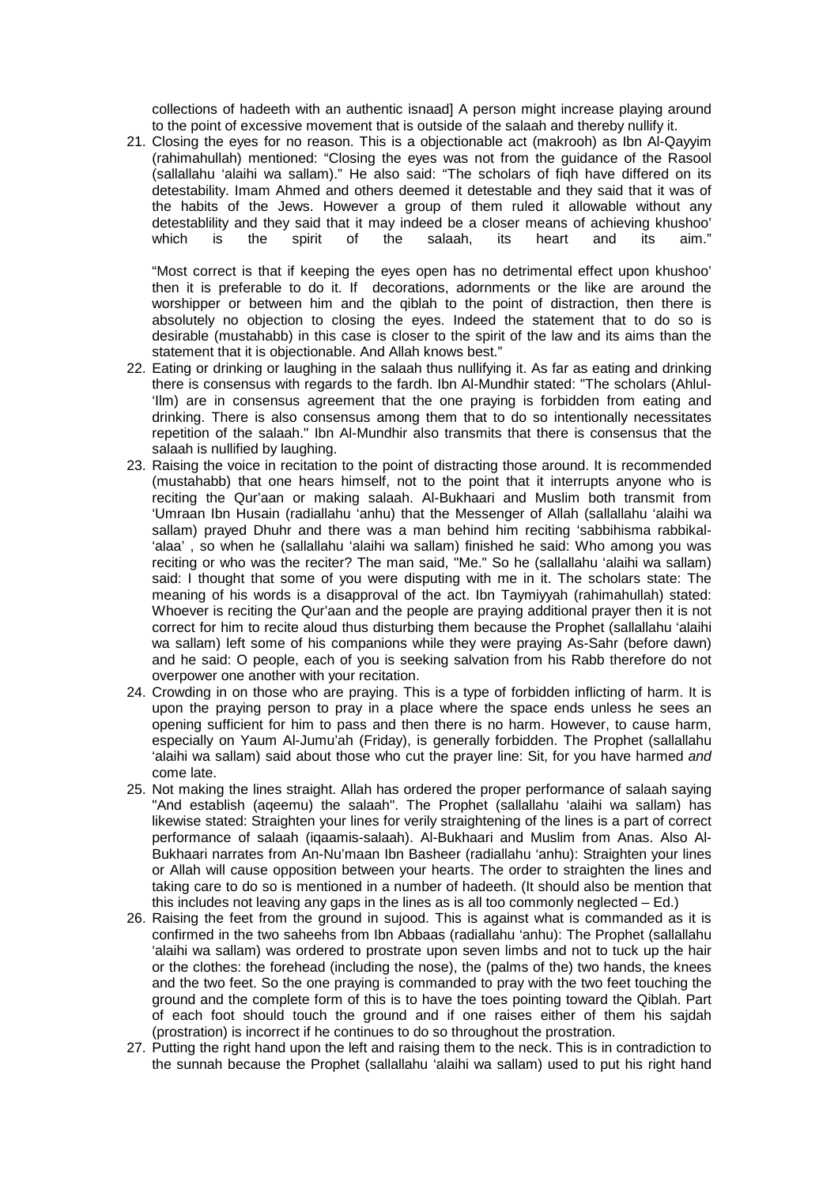collections of hadeeth with an authentic isnaad] A person might increase playing around to the point of excessive movement that is outside of the salaah and thereby nullify it.

21. Closing the eyes for no reason. This is a objectionable act (makrooh) as Ibn Al-Qayyim (rahimahullah) mentioned: "Closing the eyes was not from the guidance of the Rasool (sallallahu 'alaihi wa sallam)." He also said: "The scholars of fiqh have differed on its detestability. Imam Ahmed and others deemed it detestable and they said that it was of the habits of the Jews. However a group of them ruled it allowable without any detestablility and they said that it may indeed be a closer means of achieving khushoo' which is the spirit of the salaah, its heart and its aim."

    "Most correct is that if keeping the eyes open has no detrimental effect upon khushoo' then it is preferable to do it. If decorations, adornments or the like are around the worshipper or between him and the qiblah to the point of distraction, then there is absolutely no objection to closing the eyes. Indeed the statement that to do so is desirable (mustahabb) in this case is closer to the spirit of the law and its aims than the statement that it is objectionable. And Allah knows best."

22. Eating or drinking or laughing in the salaah thus nullifying it. As far as eating and drinking there is consensus with regards to the fardh. Ibn Al-Mundhir stated: "The scholars (Ahlul-'Ilm) are in consensus agreement that the one praying is forbidden from eating and drinking. There is also consensus among them that to do so intentionally necessitates repetition of the salaah." Ibn Al-Mundhir also transmits that there is consensus that the salaah is nullified by laughing.

23. Raising the voice in recitation to the point of distracting those around. It is recommended (mustahabb) that one hears himself, not to the point that it interrupts anyone who is reciting the Qur'aan or making salaah. Al-Bukhaari and Muslim both transmit from 'Umraan Ibn Husain (radiallahu 'anhu) that the Messenger of Allah (sallallahu 'alaihi wa sallam) prayed Dhuhr and there was a man behind him reciting 'sabbihisma rabbikal-'alaa' , so when he (sallallahu 'alaihi wa sallam) finished he said: Who among you was reciting or who was the reciter? The man said, "Me." So he (sallallahu 'alaihi wa sallam) said: I thought that some of you were disputing with me in it. The scholars state: The meaning of his words is a disapproval of the act. Ibn Taymiyyah (rahimahullah) stated: Whoever is reciting the Qur'aan and the people are praying additional prayer then it is not correct for him to recite aloud thus disturbing them because the Prophet (sallallahu 'alaihi wa sallam) left some of his companions while they were praying As-Sahr (before dawn) and he said: O people, each of you is seeking salvation from his Rabb therefore do not overpower one another with your recitation.

24. Crowding in on those who are praying. This is a type of forbidden inflicting of harm. It is upon the praying person to pray in a place where the space ends unless he sees an opening sufficient for him to pass and then there is no harm. However, to cause harm, especially on Yaum Al-Jumu'ah (Friday), is generally forbidden. The Prophet (sallallahu 'alaihi wa sallam) said about those who cut the prayer line: Sit, for you have harmed *and* come late.

25. Not making the lines straight. Allah has ordered the proper performance of salaah saying "And establish (aqeemu) the salaah". The Prophet (sallallahu 'alaihi wa sallam) has likewise stated: Straighten your lines for verily straightening of the lines is a part of correct performance of salaah (iqaamis-salaah). Al-Bukhaari and Muslim from Anas. Also Al-Bukhaari narrates from An-Nu'maan Ibn Basheer (radiallahu 'anhu): Straighten your lines or Allah will cause opposition between your hearts. The order to straighten the lines and taking care to do so is mentioned in a number of hadeeth. (It should also be mention that this includes not leaving any gaps in the lines as is all too commonly neglected – Ed.)

26. Raising the feet from the ground in sujood. This is against what is commanded as it is confirmed in the two saheehs from Ibn Abbaas (radiallahu 'anhu): The Prophet (sallallahu 'alaihi wa sallam) was ordered to prostrate upon seven limbs and not to tuck up the hair or the clothes: the forehead (including the nose), the (palms of the) two hands, the knees and the two feet. So the one praying is commanded to pray with the two feet touching the ground and the complete form of this is to have the toes pointing toward the Qiblah. Part of each foot should touch the ground and if one raises either of them his sajdah (prostration) is incorrect if he continues to do so throughout the prostration.

27. Putting the right hand upon the left and raising them to the neck. This is in contradiction to the sunnah because the Prophet (sallallahu 'alaihi wa sallam) used to put his right hand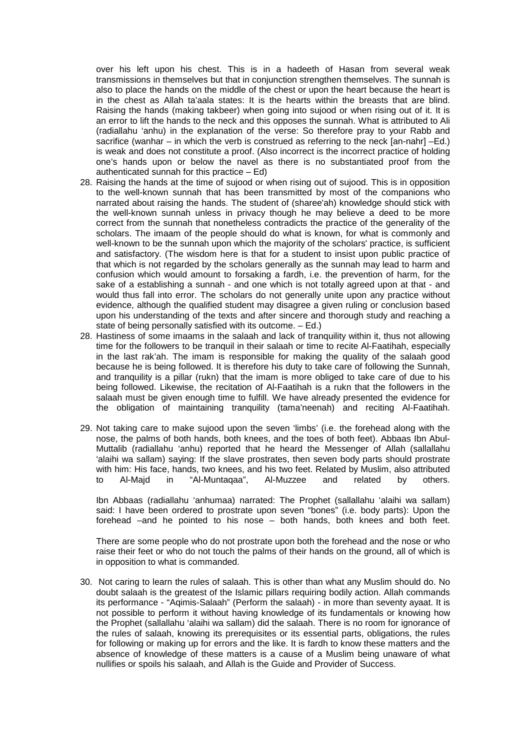over his left upon his chest. This is in a hadeeth of Hasan from several weak transmissions in themselves but that in conjunction strengthen themselves. The sunnah is also to place the hands on the middle of the chest or upon the heart because the heart is in the chest as Allah ta'aala states: It is the hearts within the breasts that are blind. Raising the hands (making takbeer) when going into sujood or when rising out of it. It is an error to lift the hands to the neck and this opposes the sunnah. What is attributed to Ali (radiallahu 'anhu) in the explanation of the verse: So therefore pray to your Rabb and sacrifice (wanhar – in which the verb is construed as referring to the neck [an-nahr] –Ed.) is weak and does not constitute a proof. (Also incorrect is the incorrect practice of holding one's hands upon or below the navel as there is no substantiated proof from the authenticated sunnah for this practice – Ed)

28. Raising the hands at the time of sujood or when rising out of sujood. This is in opposition to the well-known sunnah that has been transmitted by most of the companions who narrated about raising the hands. The student of (sharee'ah) knowledge should stick with the well-known sunnah unless in privacy though he may believe a deed to be more correct from the sunnah that nonetheless contradicts the practice of the generality of the scholars. The imaam of the people should do what is known, for what is commonly and well-known to be the sunnah upon which the majority of the scholars' practice, is sufficient and satisfactory. (The wisdom here is that for a student to insist upon public practice of that which is not regarded by the scholars generally as the sunnah may lead to harm and confusion which would amount to forsaking a fardh, i.e. the prevention of harm, for the sake of a establishing a sunnah - and one which is not totally agreed upon at that - and would thus fall into error. The scholars do not generally unite upon any practice without evidence, although the qualified student may disagree a given ruling or conclusion based upon his understanding of the texts and after sincere and thorough study and reaching a state of being personally satisfied with its outcome. – Ed.)

28. Hastiness of some imaams in the salaah and lack of tranquility within it, thus not allowing time for the followers to be tranquil in their salaah or time to recite Al-Faatihah, especially in the last rak'ah. The imam is responsible for making the quality of the salaah good because he is being followed. It is therefore his duty to take care of following the Sunnah, and tranquility is a pillar (rukn) that the imam is more obliged to take care of due to his being followed. Likewise, the recitation of Al-Faatihah is a rukn that the followers in the salaah must be given enough time to fulfill. We have already presented the evidence for the obligation of maintaining tranquility (tama'neenah) and reciting Al-Faatihah.

29. Not taking care to make sujood upon the seven 'limbs' (i.e. the forehead along with the nose, the palms of both hands, both knees, and the toes of both feet). Abbaas Ibn Abul-Muttalib (radiallahu 'anhu) reported that he heard the Messenger of Allah (sallallahu 'alaihi wa sallam) saying: If the slave prostrates, then seven body parts should prostrate with him: His face, hands, two knees, and his two feet. Related by Muslim, also attributed to Al-Majd in "Al-Muntaqaa", Al-Muzzee and related by others.

   Ibn Abbaas (radiallahu 'anhumaa) narrated: The Prophet (sallallahu 'alaihi wa sallam) said: I have been ordered to prostrate upon seven "bones" (i.e. body parts): Upon the forehead –and he pointed to his nose – both hands, both knees and both feet.

   There are some people who do not prostrate upon both the forehead and the nose or who raise their feet or who do not touch the palms of their hands on the ground, all of which is in opposition to what is commanded.

30. Not caring to learn the rules of salaah. This is other than what any Muslim should do. No doubt salaah is the greatest of the Islamic pillars requiring bodily action. Allah commands its performance - "Aqimis-Salaah" (Perform the salaah) - in more than seventy ayaat. It is not possible to perform it without having knowledge of its fundamentals or knowing how the Prophet (sallallahu 'alaihi wa sallam) did the salaah. There is no room for ignorance of the rules of salaah, knowing its prerequisites or its essential parts, obligations, the rules for following or making up for errors and the like. It is fardh to know these matters and the absence of knowledge of these matters is a cause of a Muslim being unaware of what nullifies or spoils his salaah, and Allah is the Guide and Provider of Success.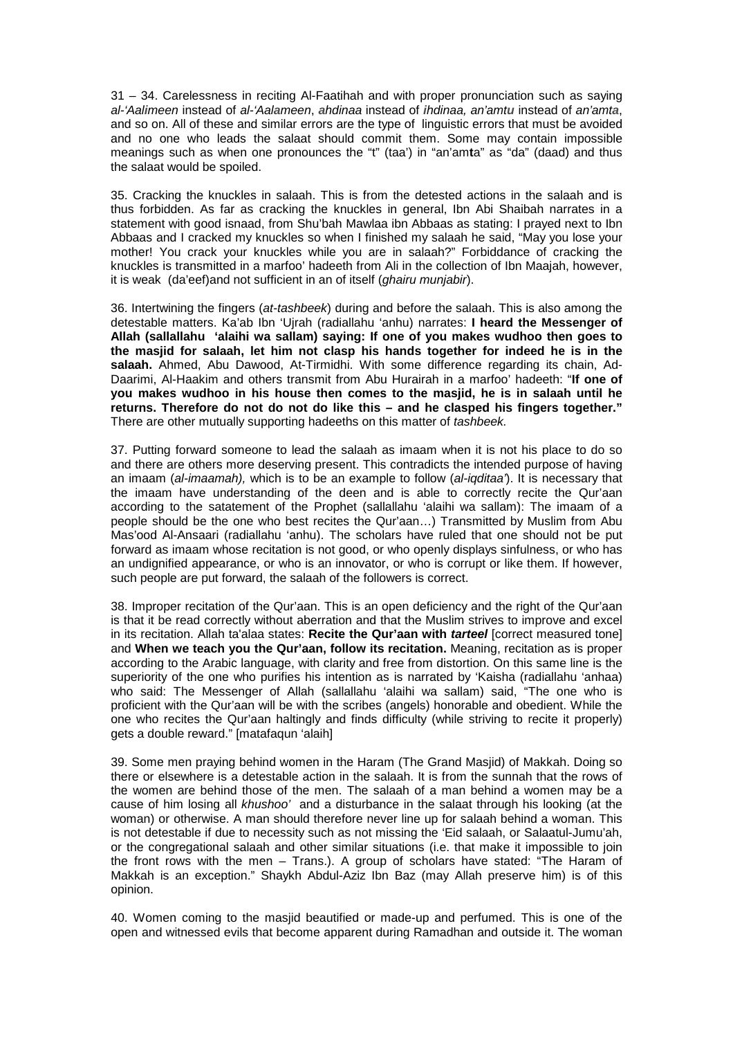31 – 34. Carelessness in reciting Al-Faatihah and with proper pronunciation such as saying *al-'Aalimeen* instead of *al-'Aalameen*, *ahdinaa* instead of *ihdinaa, an'amtu* instead of *an'amta*, and so on. All of these and similar errors are the type of linguistic errors that must be avoided and no one who leads the salaat should commit them. Some may contain impossible meanings such as when one pronounces the "t" (taa') in "an'am**t**a" as "da" (daad) and thus the salaat would be spoiled.

35. Cracking the knuckles in salaah. This is from the detested actions in the salaah and is thus forbidden. As far as cracking the knuckles in general, Ibn Abi Shaibah narrates in a statement with good isnaad, from Shu'bah Mawlaa ibn Abbaas as stating: I prayed next to Ibn Abbaas and I cracked my knuckles so when I finished my salaah he said, "May you lose your mother! You crack your knuckles while you are in salaah?" Forbiddance of cracking the knuckles is transmitted in a marfoo' hadeeth from Ali in the collection of Ibn Maajah, however, it is weak (da'eef)and not sufficient in an of itself (*ghairu munjabir*).

36. Intertwining the fingers (*at-tashbeek*) during and before the salaah. This is also among the detestable matters. Ka'ab Ibn 'Ujrah (radiallahu 'anhu) narrates: **I heard the Messenger of Allah (sallallahu 'alaihi wa sallam) saying: If one of you makes wudhoo then goes to the masjid for salaah, let him not clasp his hands together for indeed he is in the salaah.** Ahmed, Abu Dawood, At-Tirmidhi. With some difference regarding its chain, Ad-Daarimi, Al-Haakim and others transmit from Abu Hurairah in a marfoo' hadeeth: "**If one of you makes wudhoo in his house then comes to the masjid, he is in salaah until he returns. Therefore do not do not do like this – and he clasped his fingers together.**" There are other mutually supporting hadeeths on this matter of *tashbeek.*

37. Putting forward someone to lead the salaah as imaam when it is not his place to do so and there are others more deserving present. This contradicts the intended purpose of having an imaam (*al-imaamah),* which is to be an example to follow (*al-iqditaa'*). It is necessary that the imaam have understanding of the deen and is able to correctly recite the Qur'aan according to the satatement of the Prophet (sallallahu 'alaihi wa sallam): The imaam of a people should be the one who best recites the Qur'aan…) Transmitted by Muslim from Abu Mas'ood Al-Ansaari (radiallahu 'anhu). The scholars have ruled that one should not be put forward as imaam whose recitation is not good, or who openly displays sinfulness, or who has an undignified appearance, or who is an innovator, or who is corrupt or like them. If however, such people are put forward, the salaah of the followers is correct.

38. Improper recitation of the Qur'aan. This is an open deficiency and the right of the Qur'aan is that it be read correctly without aberration and that the Muslim strives to improve and excel in its recitation. Allah ta'alaa states: **Recite the Qur'aan with *tarteel*** [correct measured tone] and **When we teach you the Qur'aan, follow its recitation.** Meaning, recitation as is proper according to the Arabic language, with clarity and free from distortion. On this same line is the superiority of the one who purifies his intention as is narrated by 'Kaisha (radiallahu 'anhaa) who said: The Messenger of Allah (sallallahu 'alaihi wa sallam) said, "The one who is proficient with the Qur'aan will be with the scribes (angels) honorable and obedient. While the one who recites the Qur'aan haltingly and finds difficulty (while striving to recite it properly) gets a double reward." [matafaqun 'alaih]

39. Some men praying behind women in the Haram (The Grand Masjid) of Makkah. Doing so there or elsewhere is a detestable action in the salaah. It is from the sunnah that the rows of the women are behind those of the men. The salaah of a man behind a women may be a cause of him losing all *khushoo'* and a disturbance in the salaat through his looking (at the woman) or otherwise. A man should therefore never line up for salaah behind a woman. This is not detestable if due to necessity such as not missing the 'Eid salaah, or Salaatul-Jumu'ah, or the congregational salaah and other similar situations (i.e. that make it impossible to join the front rows with the men – Trans.). A group of scholars have stated: "The Haram of Makkah is an exception." Shaykh Abdul-Aziz Ibn Baz (may Allah preserve him) is of this opinion.

40. Women coming to the masjid beautified or made-up and perfumed. This is one of the open and witnessed evils that become apparent during Ramadhan and outside it. The woman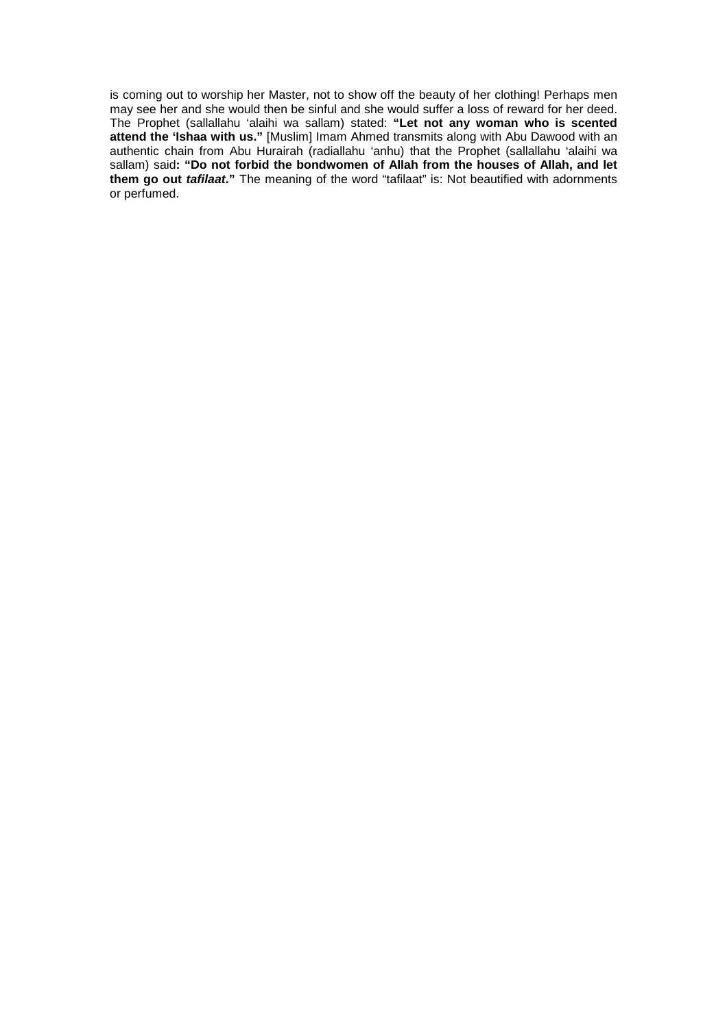is coming out to worship her Master, not to show off the beauty of her clothing! Perhaps men may see her and she would then be sinful and she would suffer a loss of reward for her deed. The Prophet (sallallahu 'alaihi wa sallam) stated: **"Let not any woman who is scented attend the 'Ishaa with us."** [Muslim] Imam Ahmed transmits along with Abu Dawood with an authentic chain from Abu Hurairah (radiallahu 'anhu) that the Prophet (sallallahu 'alaihi wa sallam) said**: "Do not forbid the bondwomen of Allah from the houses of Allah, and let them go out *tafilaat*."** The meaning of the word "tafilaat" is: Not beautified with adornments or perfumed.